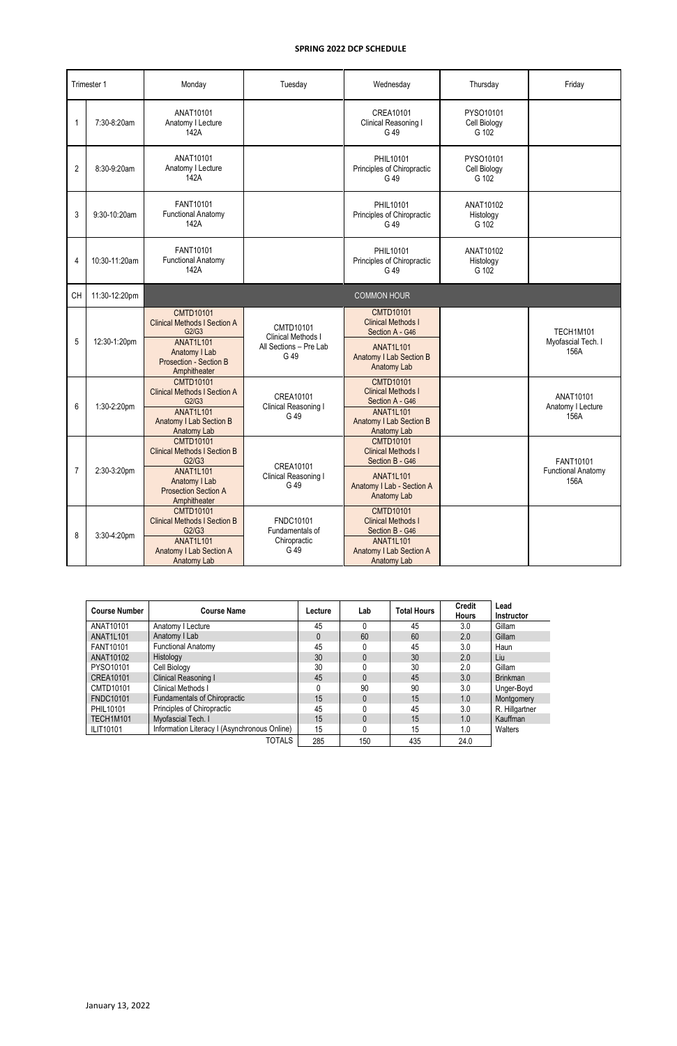**SPRING 2022 DCP SCHEDULE**

| Trimester 1 | | Monday | Tuesday | Wednesday | Thursday | Friday |
|---|---|---|---|---|---|---|
| 1 | 7:30-8:20am | ANAT10101 Anatomy I Lecture 142A | | CREA10101 Clinical Reasoning I G 49 | PYSO10101 Cell Biology G 102 | |
| 2 | 8:30-9:20am | ANAT10101 Anatomy I Lecture 142A | | PHIL10101 Principles of Chiropractic G 49 | PYSO10101 Cell Biology G 102 | |
| 3 | 9:30-10:20am | FANT10101 Functional Anatomy 142A | | PHIL10101 Principles of Chiropractic G 49 | ANAT10102 Histology G 102 | |
| 4 | 10:30-11:20am | FANT10101 Functional Anatomy 142A | | PHIL10101 Principles of Chiropractic G 49 | ANAT10102 Histology G 102 | |
| CH | 11:30-12:20pm | COMMON HOUR | | | | |
| 5 | 12:30-1:20pm | CMTD10101 Clinical Methods I Section A G2/G3; ANAT1L101 Anatomy I Lab Prosection - Section B Amphitheater | CMTD10101 Clinical Methods I All Sections – Pre Lab G 49 | CMTD10101 Clinical Methods I Section A - G46; ANAT1L101 Anatomy I Lab Section B Anatomy Lab | | TECH1M101 Myofascial Tech. I 156A |
| 6 | 1:30-2:20pm | CMTD10101 Clinical Methods I Section A G2/G3; ANAT1L101 Anatomy I Lab Section B Anatomy Lab | CREA10101 Clinical Reasoning I G 49 | CMTD10101 Clinical Methods I Section A - G46; ANAT1L101 Anatomy I Lab Section B Anatomy Lab | | ANAT10101 Anatomy I Lecture 156A |
| 7 | 2:30-3:20pm | CMTD10101 Clinical Methods I Section B G2/G3; ANAT1L101 Anatomy I Lab Prosection Section A Amphitheater | CREA10101 Clinical Reasoning I G 49 | CMTD10101 Clinical Methods I Section B - G46; ANAT1L101 Anatomy I Lab - Section A Anatomy Lab | | FANT10101 Functional Anatomy 156A |
| 8 | 3:30-4:20pm | CMTD10101 Clinical Methods I Section B G2/G3; ANAT1L101 Anatomy I Lab Section A Anatomy Lab | FNDC10101 Fundamentals of Chiropractic G 49 | CMTD10101 Clinical Methods I Section B - G46; ANAT1L101 Anatomy I Lab Section A Anatomy Lab | | |

| Course Number | Course Name | Lecture | Lab | Total Hours | Credit Hours | Lead Instructor |
|---|---|---|---|---|---|---|
| ANAT10101 | Anatomy I Lecture | 45 | 0 | 45 | 3.0 | Gillam |
| ANAT1L101 | Anatomy I Lab | 0 | 60 | 60 | 2.0 | Gillam |
| FANT10101 | Functional Anatomy | 45 | 0 | 45 | 3.0 | Haun |
| ANAT10102 | Histology | 30 | 0 | 30 | 2.0 | Liu |
| PYSO10101 | Cell Biology | 30 | 0 | 30 | 2.0 | Gillam |
| CREA10101 | Clinical Reasoning I | 45 | 0 | 45 | 3.0 | Brinkman |
| CMTD10101 | Clinical Methods I | 0 | 90 | 90 | 3.0 | Unger-Boyd |
| FNDC10101 | Fundamentals of Chiropractic | 15 | 0 | 15 | 1.0 | Montgomery |
| PHIL10101 | Principles of Chiropractic | 45 | 0 | 45 | 3.0 | R. Hillgartner |
| TECH1M101 | Myofascial Tech. I | 15 | 0 | 15 | 1.0 | Kauffman |
| ILIT10101 | Information Literacy I (Asynchronous Online) | 15 | 0 | 15 | 1.0 | Walters |
| | TOTALS | 285 | 150 | 435 | 24.0 | |

January 13, 2022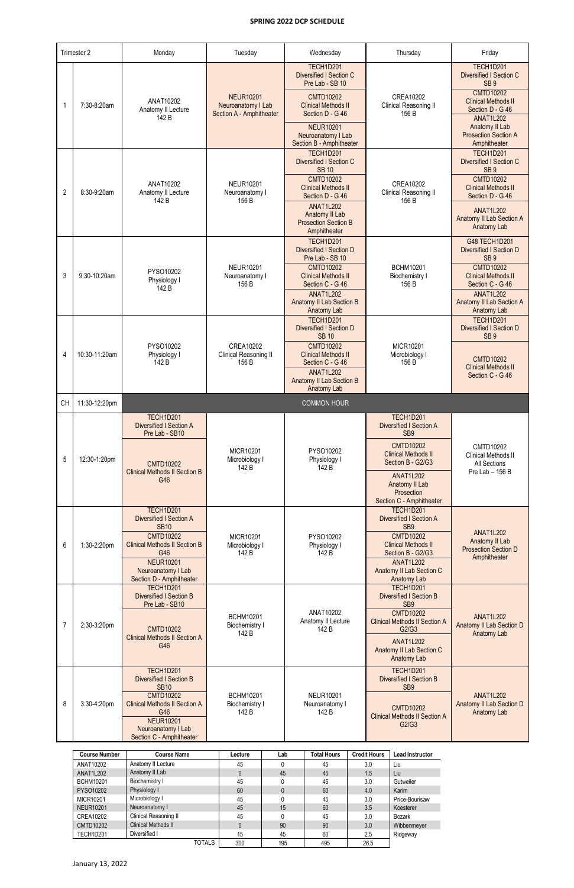# SPRING 2022 DCP SCHEDULE

| Trimester 2 | | Monday | Tuesday | Wednesday | Thursday | Friday |
|---|---|---|---|---|---|---|
| 1 | 7:30-8:20am | ANAT10202 Anatomy II Lecture 142 B | NEUR10201 Neuroanatomy I Lab Section A - Amphitheater | TECH1D201 Diversified I Section C Pre Lab - SB 10<br>CMTD10202 Clinical Methods II Section D - G 46<br>NEUR10201 Neuroanatomy I Lab Section B - Amphitheater | CREA10202 Clinical Reasoning II 156 B | TECH1D201 Diversified I Section C SB 9<br>CMTD10202 Clinical Methods II Section D - G 46<br>ANAT1L202 Anatomy II Lab Prosection Section A Amphitheater |
| 2 | 8:30-9:20am | ANAT10202 Anatomy II Lecture 142 B | NEUR10201 Neuroanatomy I 156 B | TECH1D201 Diversified I Section C SB 10<br>CMTD10202 Clinical Methods II Section D - G 46<br>ANAT1L202 Anatomy II Lab Prosection Section B Amphitheater | CREA10202 Clinical Reasoning II 156 B | TECH1D201 Diversified I Section C SB 9<br>CMTD10202 Clinical Methods II Section D - G 46<br>ANAT1L202 Anatomy II Lab Section A Anatomy Lab |
| 3 | 9:30-10:20am | PYSO10202 Physiology I 142 B | NEUR10201 Neuroanatomy I 156 B | TECH1D201 Diversified I Section D Pre Lab - SB 10<br>CMTD10202 Clinical Methods II Section C - G 46<br>ANAT1L202 Anatomy II Lab Section B Anatomy Lab | BCHM10201 Biochemistry I 156 B | G48 TECH1D201 Diversified I Section D SB 9<br>CMTD10202 Clinical Methods II Section C - G 46<br>ANAT1L202 Anatomy II Lab Section A Anatomy Lab |
| 4 | 10:30-11:20am | PYSO10202 Physiology I 142 B | CREA10202 Clinical Reasoning II 156 B | TECH1D201 Diversified I Section D SB 10<br>CMTD10202 Clinical Methods II Section C - G 46<br>ANAT1L202 Anatomy II Lab Section B Anatomy Lab | MICR10201 Microbiology I 156 B | TECH1D201 Diversified I Section D SB 9<br>CMTD10202 Clinical Methods II Section C - G 46 |
| CH | 11:30-12:20pm | COMMON HOUR | | | | |
| 5 | 12:30-1:20pm | TECH1D201 Diversified I Section A Pre Lab - SB10<br>CMTD10202 Clinical Methods II Section B G46 | MICR10201 Microbiology I 142 B | PYSO10202 Physiology I 142 B | TECH1D201 Diversified I Section A SB9<br>CMTD10202 Clinical Methods II Section B - G2/G3<br>ANAT1L202 Anatomy II Lab Prosection Section C - Amphitheater | CMTD10202 Clinical Methods II All Sections Pre Lab – 156 B |
| 6 | 1:30-2:20pm | TECH1D201 Diversified I Section A SB10<br>CMTD10202 Clinical Methods II Section B G46<br>NEUR10201 Neuroanatomy I Lab Section D - Amphitheater | MICR10201 Microbiology I 142 B | PYSO10202 Physiology I 142 B | TECH1D201 Diversified I Section A SB9<br>CMTD10202 Clinical Methods II Section B - G2/G3<br>ANAT1L202 Anatomy II Lab Section C Anatomy Lab | ANAT1L202 Anatomy II Lab Prosection Section D Amphitheater |
| 7 | 2:30-3:20pm | TECH1D201 Diversified I Section B Pre Lab - SB10<br>CMTD10202 Clinical Methods II Section A G46 | BCHM10201 Biochemistry I 142 B | ANAT10202 Anatomy II Lecture 142 B | TECH1D201 Diversified I Section B SB9<br>CMTD10202 Clinical Methods II Section A G2/G3<br>ANAT1L202 Anatomy II Lab Section C Anatomy Lab | ANAT1L202 Anatomy II Lab Section D Anatomy Lab |
| 8 | 3:30-4:20pm | TECH1D201 Diversified I Section B SB10<br>CMTD10202 Clinical Methods II Section A G46<br>NEUR10201 Neuroanatomy I Lab Section C - Amphitheater | BCHM10201 Biochemistry I 142 B | NEUR10201 Neuroanatomy I 142 B | TECH1D201 Diversified I Section B SB9<br>CMTD10202 Clinical Methods II Section A G2/G3 | ANAT1L202 Anatomy II Lab Section D Anatomy Lab |

| Course Number | Course Name | Lecture | Lab | Total Hours | Credit Hours | Lead Instructor |
|---|---|---|---|---|---|---|
| ANAT10202 | Anatomy II Lecture | 45 | 0 | 45 | 3.0 | Liu |
| ANAT1L202 | Anatomy II Lab | 0 | 45 | 45 | 1.5 | Liu |
| BCHM10201 | Biochemistry I | 45 | 0 | 45 | 3.0 | Gutweiler |
| PYSO10202 | Physiology I | 60 | 0 | 60 | 4.0 | Karim |
| MICR10201 | Microbiology I | 45 | 0 | 45 | 3.0 | Price-Bourisaw |
| NEUR10201 | Neuroanatomy I | 45 | 15 | 60 | 3.5 | Koesterer |
| CREA10202 | Clinical Reasoning II | 45 | 0 | 45 | 3.0 | Bozark |
| CMTD10202 | Clinical Methods II | 0 | 90 | 90 | 3.0 | Wibbenmeyer |
| TECH1D201 | Diversified I | 15 | 45 | 60 | 2.5 | Ridgeway |
| | TOTALS | 300 | 195 | 495 | 26.5 | |

January 13, 2022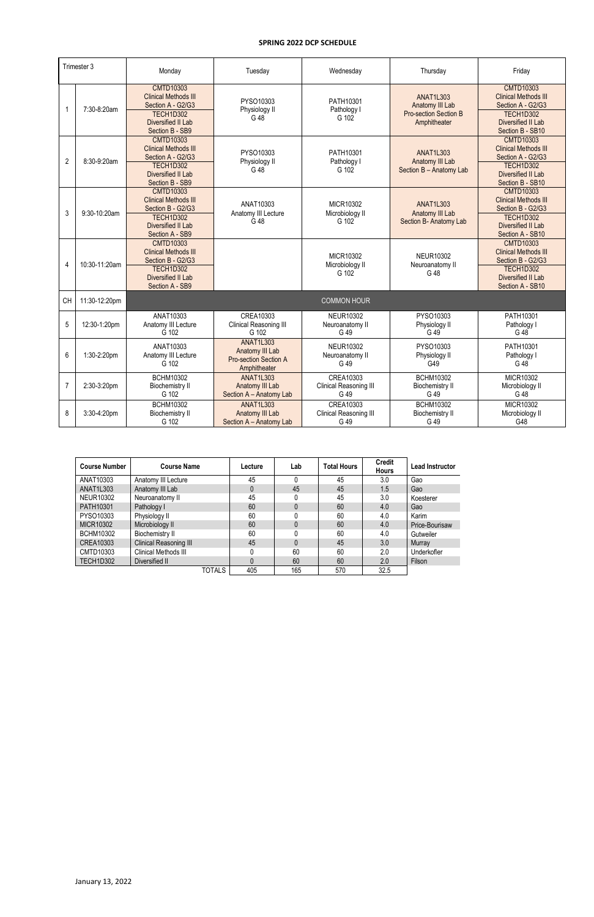## SPRING 2022 DCP SCHEDULE

| Trimester 3 | | Monday | Tuesday | Wednesday | Thursday | Friday |
|---|---|---|---|---|---|---|
| 1 | 7:30-8:20am | CMTD10303 Clinical Methods III Section A - G2/G3; TECH1D302 Diversified II Lab Section B - SB9 | PYSO10303 Physiology II G 48 | PATH10301 Pathology I G 102 | ANAT1L303 Anatomy III Lab Pro-section Section B Amphitheater | CMTD10303 Clinical Methods III Section A - G2/G3; TECH1D302 Diversified II Lab Section B - SB10 |
| 2 | 8:30-9:20am | CMTD10303 Clinical Methods III Section A - G2/G3; TECH1D302 Diversified II Lab Section B - SB9 | PYSO10303 Physiology II G 48 | PATH10301 Pathology I G 102 | ANAT1L303 Anatomy III Lab Section B – Anatomy Lab | CMTD10303 Clinical Methods III Section A - G2/G3; TECH1D302 Diversified II Lab Section B - SB10 |
| 3 | 9:30-10:20am | CMTD10303 Clinical Methods III Section B - G2/G3; TECH1D302 Diversified II Lab Section A - SB9 | ANAT10303 Anatomy III Lecture G 48 | MICR10302 Microbiology II G 102 | ANAT1L303 Anatomy III Lab Section B- Anatomy Lab | CMTD10303 Clinical Methods III Section B - G2/G3; TECH1D302 Diversified II Lab Section A - SB10 |
| 4 | 10:30-11:20am | CMTD10303 Clinical Methods III Section B - G2/G3; TECH1D302 Diversified II Lab Section A - SB9 | | MICR10302 Microbiology II G 102 | NEUR10302 Neuroanatomy II G 48 | CMTD10303 Clinical Methods III Section B - G2/G3; TECH1D302 Diversified II Lab Section A - SB10 |
| CH | 11:30-12:20pm | COMMON HOUR | | | | |
| 5 | 12:30-1:20pm | ANAT10303 Anatomy III Lecture G 102 | CREA10303 Clinical Reasoning III G 102 | NEUR10302 Neuroanatomy II G 49 | PYSO10303 Physiology II G 49 | PATH10301 Pathology I G 48 |
| 6 | 1:30-2:20pm | ANAT10303 Anatomy III Lecture G 102 | ANAT1L303 Anatomy III Lab Pro-section Section A Amphitheater | NEUR10302 Neuroanatomy II G 49 | PYSO10303 Physiology II G49 | PATH10301 Pathology I G 48 |
| 7 | 2:30-3:20pm | BCHM10302 Biochemistry II G 102 | ANAT1L303 Anatomy III Lab Section A – Anatomy Lab | CREA10303 Clinical Reasoning III G 49 | BCHM10302 Biochemistry II G 49 | MICR10302 Microbiology II G 48 |
| 8 | 3:30-4:20pm | BCHM10302 Biochemistry II G 102 | ANAT1L303 Anatomy III Lab Section A – Anatomy Lab | CREA10303 Clinical Reasoning III G 49 | BCHM10302 Biochemistry II G 49 | MICR10302 Microbiology II G48 |

| Course Number | Course Name | Lecture | Lab | Total Hours | Credit Hours | Lead Instructor |
|---|---|---|---|---|---|---|
| ANAT10303 | Anatomy III Lecture | 45 | 0 | 45 | 3.0 | Gao |
| ANAT1L303 | Anatomy III Lab | 0 | 45 | 45 | 1.5 | Gao |
| NEUR10302 | Neuroanatomy II | 45 | 0 | 45 | 3.0 | Koesterer |
| PATH10301 | Pathology I | 60 | 0 | 60 | 4.0 | Gao |
| PYSO10303 | Physiology II | 60 | 0 | 60 | 4.0 | Karim |
| MICR10302 | Microbiology II | 60 | 0 | 60 | 4.0 | Price-Bourisaw |
| BCHM10302 | Biochemistry II | 60 | 0 | 60 | 4.0 | Gutweiler |
| CREA10303 | Clinical Reasoning III | 45 | 0 | 45 | 3.0 | Murray |
| CMTD10303 | Clinical Methods III | 0 | 60 | 60 | 2.0 | Underkofler |
| TECH1D302 | Diversified II | 0 | 60 | 60 | 2.0 | Filson |
| | TOTALS | 405 | 165 | 570 | 32.5 | |

January 13, 2022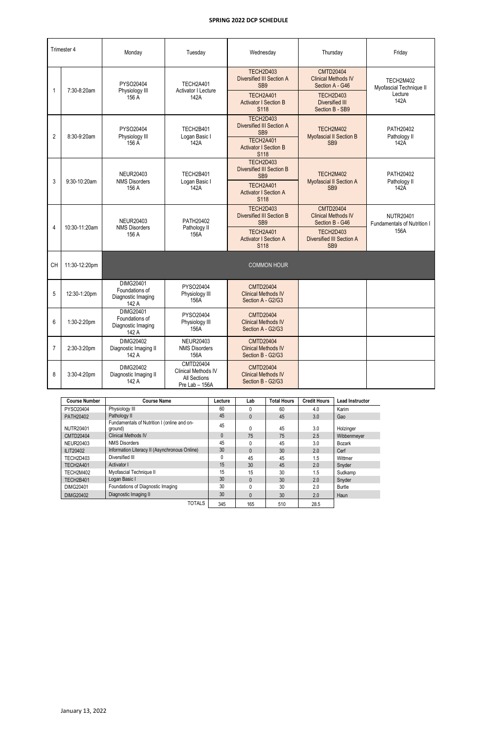# SPRING 2022 DCP SCHEDULE

| Trimester 4 | | Monday | Tuesday | Wednesday | Thursday | Friday |
|---|---|---|---|---|---|---|
| 1 | 7:30-8:20am | PYSO20404 Physiology III 156 A | TECH2A401 Activator I Lecture 142A | TECH2D403 Diversified III Section A SB9<br>TECH2A401 Activator I Section B S118 | CMTD20404 Clinical Methods IV Section A - G46<br>TECH2D403 Diversified III Section B - SB9 | TECH2M402 Myofascial Technique II Lecture 142A |
| 2 | 8:30-9:20am | PYSO20404 Physiology III 156 A | TECH2B401 Logan Basic I 142A | TECH2D403 Diversified III Section A SB9<br>TECH2A401 Activator I Section B S118 | TECH2M402 Myofascial II Section B SB9 | PATH20402 Pathology II 142A |
| 3 | 9:30-10:20am | NEUR20403 NMS Disorders 156 A | TECH2B401 Logan Basic I 142A | TECH2D403 Diversified III Section B SB9<br>TECH2A401 Activator I Section A S118 | TECH2M402 Myofascial II Section A SB9 | PATH20402 Pathology II 142A |
| 4 | 10:30-11:20am | NEUR20403 NMS Disorders 156 A | PATH20402 Pathology II 156A | TECH2D403 Diversified III Section B SB9<br>TECH2A401 Activator I Section A S118 | CMTD20404 Clinical Methods IV Section B - G46<br>TECH2D403 Diversified III Section A SB9 | NUTR20401 Fundamentals of Nutrition I 156A |
| CH | 11:30-12:20pm | COMMON HOUR | | | | |
| 5 | 12:30-1:20pm | DIMG20401 Foundations of Diagnostic Imaging 142 A | PYSO20404 Physiology III 156A | CMTD20404 Clinical Methods IV Section A - G2/G3 | | |
| 6 | 1:30-2:20pm | DIMG20401 Foundations of Diagnostic Imaging 142 A | PYSO20404 Physiology III 156A | CMTD20404 Clinical Methods IV Section A - G2/G3 | | |
| 7 | 2:30-3:20pm | DIMG20402 Diagnostic Imaging II 142 A | NEUR20403 NMS Disorders 156A | CMTD20404 Clinical Methods IV Section B - G2/G3 | | |
| 8 | 3:30-4:20pm | DIMG20402 Diagnostic Imaging II 142 A | CMTD20404 Clinical Methods IV All Sections Pre Lab – 156A | CMTD20404 Clinical Methods IV Section B - G2/G3 | | |

| Course Number | Course Name | Lecture | Lab | Total Hours | Credit Hours | Lead Instructor |
|---|---|---|---|---|---|---|
| PYSO20404 | Physiology III | 60 | 0 | 60 | 4.0 | Karim |
| PATH20402 | Pathology II | 45 | 0 | 45 | 3.0 | Gao |
| NUTR20401 | Fundamentals of Nutrition I (online and on-ground) | 45 | 0 | 45 | 3.0 | Holzinger |
| CMTD20404 | Clinical Methods IV | 0 | 75 | 75 | 2.5 | Wibbenmeyer |
| NEUR20403 | NMS Disorders | 45 | 0 | 45 | 3.0 | Bozark |
| ILIT20402 | Information Literacy II (Asynchronous Online) | 30 | 0 | 30 | 2.0 | Cerf |
| TECH2D403 | Diversified III | 0 | 45 | 45 | 1.5 | Wittmer |
| TECH2A401 | Activator I | 15 | 30 | 45 | 2.0 | Snyder |
| TECH2M402 | Myofascial Technique II | 15 | 15 | 30 | 1.5 | Sudkamp |
| TECH2B401 | Logan Basic I | 30 | 0 | 30 | 2.0 | Snyder |
| DIMG20401 | Foundations of Diagnostic Imaging | 30 | 0 | 30 | 2.0 | Burtle |
| DIMG20402 | Diagnostic Imaging II | 30 | 0 | 30 | 2.0 | Haun |
| | TOTALS | 345 | 165 | 510 | 28.5 | |

January 13, 2022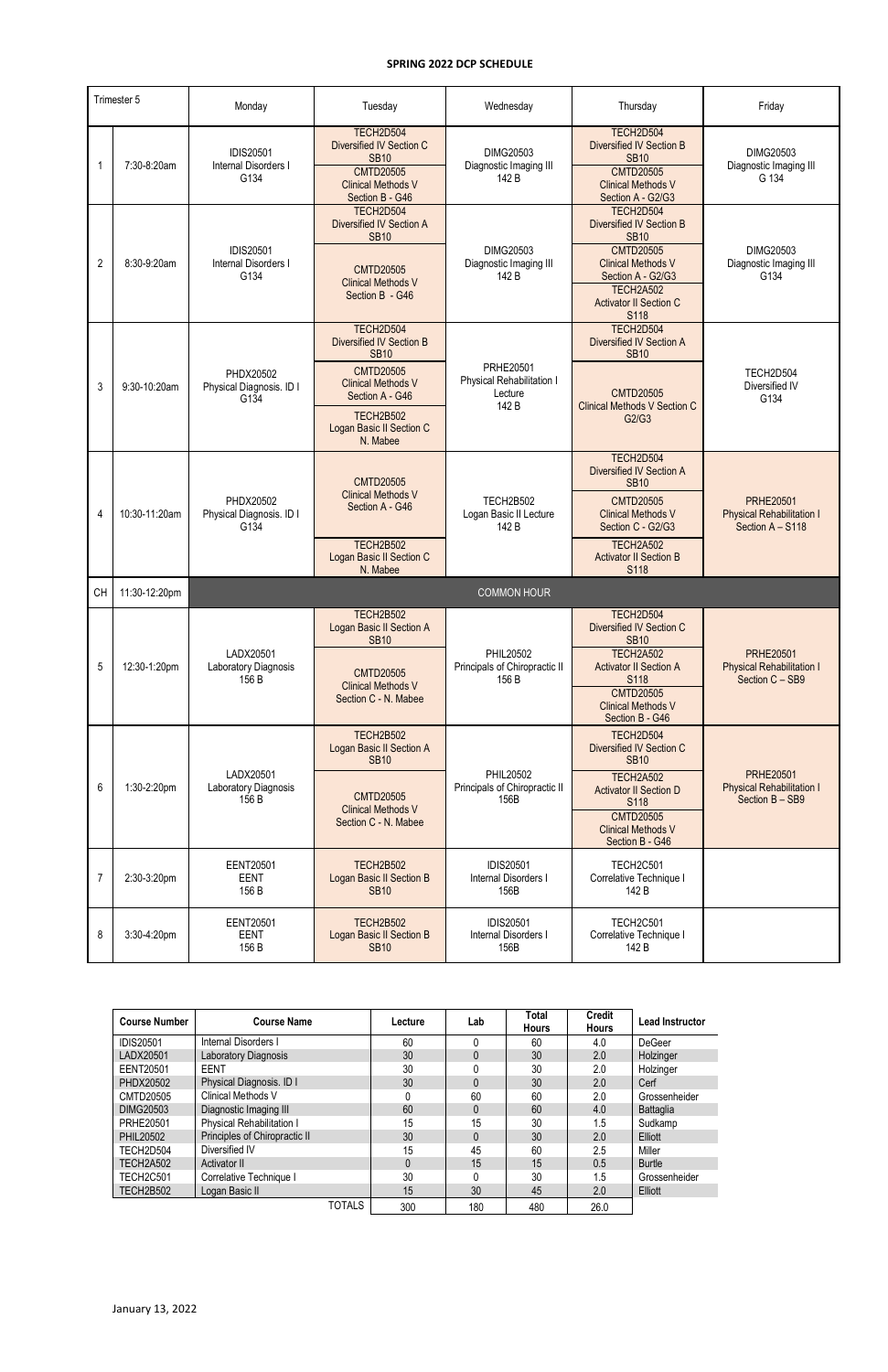# SPRING 2022 DCP SCHEDULE

| Trimester 5 | | Monday | Tuesday | Wednesday | Thursday | Friday |
|---|---|---|---|---|---|---|
| 1 | 7:30-8:20am | IDIS20501 Internal Disorders I G134 | TECH2D504 Diversified IV Section C SB10; CMTD20505 Clinical Methods V Section B - G46 | DIMG20503 Diagnostic Imaging III 142 B | TECH2D504 Diversified IV Section B SB10; CMTD20505 Clinical Methods V Section A - G2/G3 | DIMG20503 Diagnostic Imaging III G 134 |
| 2 | 8:30-9:20am | IDIS20501 Internal Disorders I G134 | TECH2D504 Diversified IV Section A SB10; CMTD20505 Clinical Methods V Section B - G46 | DIMG20503 Diagnostic Imaging III 142 B | TECH2D504 Diversified IV Section B SB10; CMTD20505 Clinical Methods V Section A - G2/G3; TECH2A502 Activator II Section C S118 | DIMG20503 Diagnostic Imaging III G134 |
| 3 | 9:30-10:20am | PHDX20502 Physical Diagnosis. ID I G134 | TECH2D504 Diversified IV Section B SB10; CMTD20505 Clinical Methods V Section A - G46; TECH2B502 Logan Basic II Section C N. Mabee | PRHE20501 Physical Rehabilitation I Lecture 142 B | TECH2D504 Diversified IV Section A SB10; CMTD20505 Clinical Methods V Section C G2/G3 | TECH2D504 Diversified IV G134 |
| 4 | 10:30-11:20am | PHDX20502 Physical Diagnosis. ID I G134 | CMTD20505 Clinical Methods V Section A - G46; TECH2B502 Logan Basic II Section C N. Mabee | TECH2B502 Logan Basic II Lecture 142 B | TECH2D504 Diversified IV Section A SB10; CMTD20505 Clinical Methods V Section C - G2/G3; TECH2A502 Activator II Section B S118 | PRHE20501 Physical Rehabilitation I Section A – S118 |
| CH | 11:30-12:20pm | COMMON HOUR | | | | |
| 5 | 12:30-1:20pm | LADX20501 Laboratory Diagnosis 156 B | TECH2B502 Logan Basic II Section A SB10; CMTD20505 Clinical Methods V Section C - N. Mabee | PHIL20502 Principals of Chiropractic II 156 B | TECH2D504 Diversified IV Section C SB10; TECH2A502 Activator II Section A S118; CMTD20505 Clinical Methods V Section B - G46 | PRHE20501 Physical Rehabilitation I Section C – SB9 |
| 6 | 1:30-2:20pm | LADX20501 Laboratory Diagnosis 156 B | TECH2B502 Logan Basic II Section A SB10; CMTD20505 Clinical Methods V Section C - N. Mabee | PHIL20502 Principals of Chiropractic II 156B | TECH2D504 Diversified IV Section C SB10; TECH2A502 Activator II Section D S118; CMTD20505 Clinical Methods V Section B - G46 | PRHE20501 Physical Rehabilitation I Section B – SB9 |
| 7 | 2:30-3:20pm | EENT20501 EENT 156 B | TECH2B502 Logan Basic II Section B SB10 | IDIS20501 Internal Disorders I 156B | TECH2C501 Correlative Technique I 142 B | |
| 8 | 3:30-4:20pm | EENT20501 EENT 156 B | TECH2B502 Logan Basic II Section B SB10 | IDIS20501 Internal Disorders I 156B | TECH2C501 Correlative Technique I 142 B | |

| Course Number | Course Name | Lecture | Lab | Total Hours | Credit Hours | Lead Instructor |
|---|---|---|---|---|---|---|
| IDIS20501 | Internal Disorders I | 60 | 0 | 60 | 4.0 | DeGeer |
| LADX20501 | Laboratory Diagnosis | 30 | 0 | 30 | 2.0 | Holzinger |
| EENT20501 | EENT | 30 | 0 | 30 | 2.0 | Holzinger |
| PHDX20502 | Physical Diagnosis. ID I | 30 | 0 | 30 | 2.0 | Cerf |
| CMTD20505 | Clinical Methods V | 0 | 60 | 60 | 2.0 | Grossenheider |
| DIMG20503 | Diagnostic Imaging III | 60 | 0 | 60 | 4.0 | Battaglia |
| PRHE20501 | Physical Rehabilitation I | 15 | 15 | 30 | 1.5 | Sudkamp |
| PHIL20502 | Principles of Chiropractic II | 30 | 0 | 30 | 2.0 | Elliott |
| TECH2D504 | Diversified IV | 15 | 45 | 60 | 2.5 | Miller |
| TECH2A502 | Activator II | 0 | 15 | 15 | 0.5 | Burtle |
| TECH2C501 | Correlative Technique I | 30 | 0 | 30 | 1.5 | Grossenheider |
| TECH2B502 | Logan Basic II | 15 | 30 | 45 | 2.0 | Elliott |
| | TOTALS | 300 | 180 | 480 | 26.0 | |

January 13, 2022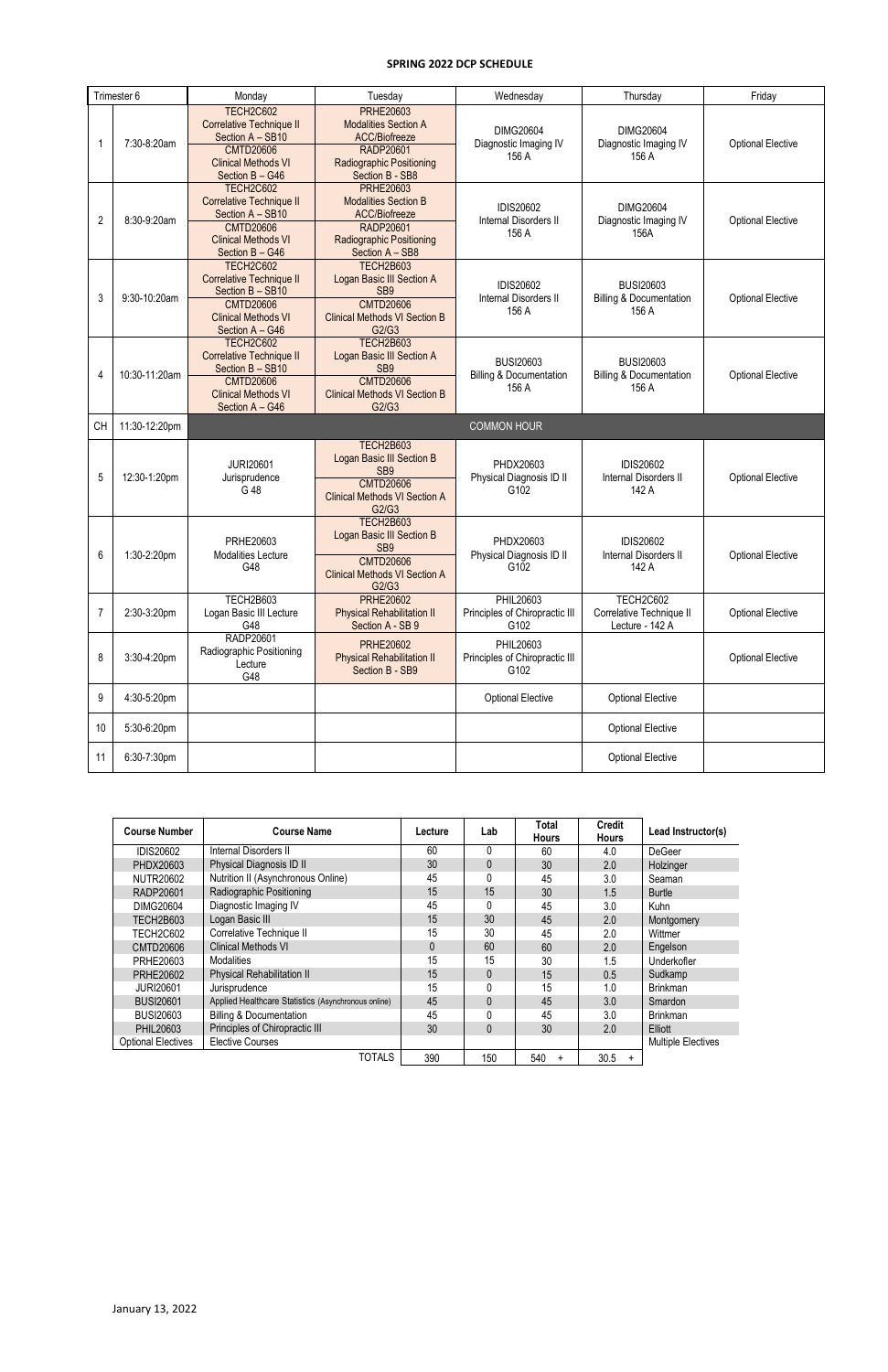## SPRING 2022 DCP SCHEDULE

| Trimester 6 | | Monday | Tuesday | Wednesday | Thursday | Friday |
|---|---|---|---|---|---|---|
| 1 | 7:30-8:20am | TECH2C602 Correlative Technique II Section A – SB10<br>CMTD20606 Clinical Methods VI Section B – G46 | PRHE20603 Modalities Section A ACC/Biofreeze<br>RADP20601 Radiographic Positioning Section B - SB8 | DIMG20604 Diagnostic Imaging IV 156 A | DIMG20604 Diagnostic Imaging IV 156 A | Optional Elective |
| 2 | 8:30-9:20am | TECH2C602 Correlative Technique II Section A – SB10<br>CMTD20606 Clinical Methods VI Section B – G46 | PRHE20603 Modalities Section B ACC/Biofreeze<br>RADP20601 Radiographic Positioning Section A – SB8 | IDIS20602 Internal Disorders II 156 A | DIMG20604 Diagnostic Imaging IV 156A | Optional Elective |
| 3 | 9:30-10:20am | TECH2C602 Correlative Technique II Section B – SB10<br>CMTD20606 Clinical Methods VI Section A – G46 | TECH2B603 Logan Basic III Section A SB9<br>CMTD20606 Clinical Methods VI Section B G2/G3 | IDIS20602 Internal Disorders II 156 A | BUSI20603 Billing & Documentation 156 A | Optional Elective |
| 4 | 10:30-11:20am | TECH2C602 Correlative Technique II Section B – SB10<br>CMTD20606 Clinical Methods VI Section A – G46 | TECH2B603 Logan Basic III Section A SB9<br>CMTD20606 Clinical Methods VI Section B G2/G3 | BUSI20603 Billing & Documentation 156 A | BUSI20603 Billing & Documentation 156 A | Optional Elective |
| CH | 11:30-12:20pm | COMMON HOUR | | | | |
| 5 | 12:30-1:20pm | JURI20601 Jurisprudence G 48 | TECH2B603 Logan Basic III Section B SB9<br>CMTD20606 Clinical Methods VI Section A G2/G3 | PHDX20603 Physical Diagnosis ID II G102 | IDIS20602 Internal Disorders II 142 A | Optional Elective |
| 6 | 1:30-2:20pm | PRHE20603 Modalities Lecture G48 | TECH2B603 Logan Basic III Section B SB9<br>CMTD20606 Clinical Methods VI Section A G2/G3 | PHDX20603 Physical Diagnosis ID II G102 | IDIS20602 Internal Disorders II 142 A | Optional Elective |
| 7 | 2:30-3:20pm | TECH2B603 Logan Basic III Lecture G48 | PRHE20602 Physical Rehabilitation II Section A - SB 9 | PHIL20603 Principles of Chiropractic III G102 | TECH2C602 Correlative Technique II Lecture - 142 A | Optional Elective |
| 8 | 3:30-4:20pm | RADP20601 Radiographic Positioning Lecture G48 | PRHE20602 Physical Rehabilitation II Section B - SB9 | PHIL20603 Principles of Chiropractic III G102 | | Optional Elective |
| 9 | 4:30-5:20pm | | | Optional Elective | Optional Elective | |
| 10 | 5:30-6:20pm | | | | Optional Elective | |
| 11 | 6:30-7:30pm | | | | Optional Elective | |

| Course Number | Course Name | Lecture | Lab | Total Hours | Credit Hours | Lead Instructor(s) |
|---|---|---|---|---|---|---|
| IDIS20602 | Internal Disorders II | 60 | 0 | 60 | 4.0 | DeGeer |
| PHDX20603 | Physical Diagnosis ID II | 30 | 0 | 30 | 2.0 | Holzinger |
| NUTR20602 | Nutrition II (Asynchronous Online) | 45 | 0 | 45 | 3.0 | Seaman |
| RADP20601 | Radiographic Positioning | 15 | 15 | 30 | 1.5 | Burtle |
| DIMG20604 | Diagnostic Imaging IV | 45 | 0 | 45 | 3.0 | Kuhn |
| TECH2B603 | Logan Basic III | 15 | 30 | 45 | 2.0 | Montgomery |
| TECH2C602 | Correlative Technique II | 15 | 30 | 45 | 2.0 | Wittmer |
| CMTD20606 | Clinical Methods VI | 0 | 60 | 60 | 2.0 | Engelson |
| PRHE20603 | Modalities | 15 | 15 | 30 | 1.5 | Underkofler |
| PRHE20602 | Physical Rehabilitation II | 15 | 0 | 15 | 0.5 | Sudkamp |
| JURI20601 | Jurisprudence | 15 | 0 | 15 | 1.0 | Brinkman |
| BUSI20601 | Applied Healthcare Statistics (Asynchronous online) | 45 | 0 | 45 | 3.0 | Smardon |
| BUSI20603 | Billing & Documentation | 45 | 0 | 45 | 3.0 | Brinkman |
| PHIL20603 | Principles of Chiropractic III | 30 | 0 | 30 | 2.0 | Elliott |
| Optional Electives | Elective Courses | | | | | Multiple Electives |
| | TOTALS | 390 | 150 | 540 + | 30.5 + | |

January 13, 2022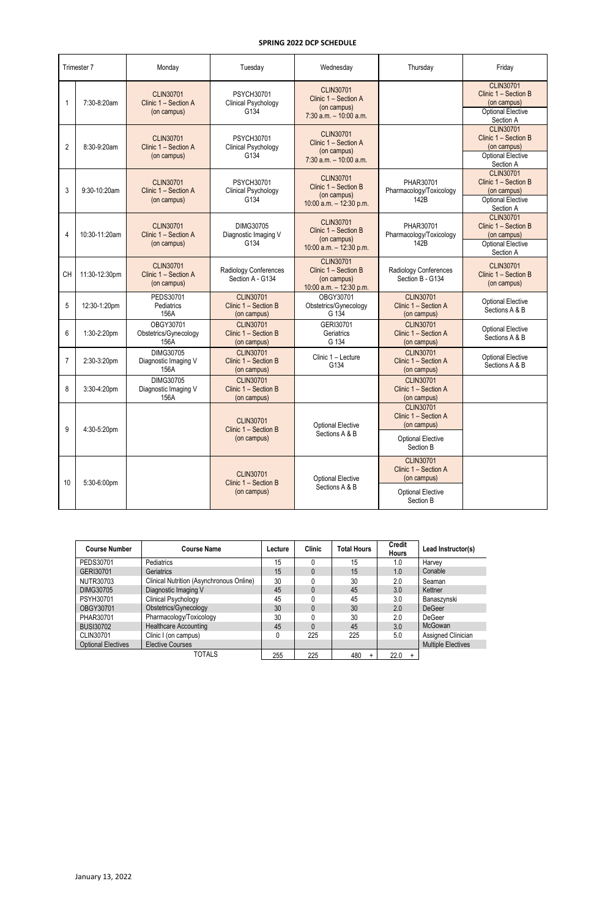**SPRING 2022 DCP SCHEDULE**

| Trimester 7 | | Monday | Tuesday | Wednesday | Thursday | Friday |
|---|---|---|---|---|---|---|
| 1 | 7:30-8:20am | CLIN30701 Clinic 1 – Section A (on campus) | PSYCH30701 Clinical Psychology G134 | CLIN30701 Clinic 1 – Section A (on campus) 7:30 a.m. – 10:00 a.m. | | CLIN30701 Clinic 1 – Section B (on campus) / Optional Elective Section A |
| 2 | 8:30-9:20am | CLIN30701 Clinic 1 – Section A (on campus) | PSYCH30701 Clinical Psychology G134 | CLIN30701 Clinic 1 – Section A (on campus) 7:30 a.m. – 10:00 a.m. | | CLIN30701 Clinic 1 – Section B (on campus) / Optional Elective Section A |
| 3 | 9:30-10:20am | CLIN30701 Clinic 1 – Section A (on campus) | PSYCH30701 Clinical Psychology G134 | CLIN30701 Clinic 1 – Section B (on campus) 10:00 a.m. – 12:30 p.m. | PHAR30701 Pharmacology/Toxicology 142B | CLIN30701 Clinic 1 – Section B (on campus) / Optional Elective Section A |
| 4 | 10:30-11:20am | CLIN30701 Clinic 1 – Section A (on campus) | DIMG30705 Diagnostic Imaging V G134 | CLIN30701 Clinic 1 – Section B (on campus) 10:00 a.m. – 12:30 p.m. | PHAR30701 Pharmacology/Toxicology 142B | CLIN30701 Clinic 1 – Section B (on campus) / Optional Elective Section A |
| CH | 11:30-12:30pm | CLIN30701 Clinic 1 – Section A (on campus) | Radiology Conferences Section A - G134 | CLIN30701 Clinic 1 – Section B (on campus) 10:00 a.m. – 12:30 p.m. | Radiology Conferences Section B - G134 | CLIN30701 Clinic 1 – Section B (on campus) |
| 5 | 12:30-1:20pm | PEDS30701 Pediatrics 156A | CLIN30701 Clinic 1 – Section B (on campus) | OBGY30701 Obstetrics/Gynecology G 134 | CLIN30701 Clinic 1 – Section A (on campus) | Optional Elective Sections A & B |
| 6 | 1:30-2:20pm | OBGY30701 Obstetrics/Gynecology 156A | CLIN30701 Clinic 1 – Section B (on campus) | GERI30701 Geriatrics G 134 | CLIN30701 Clinic 1 – Section A (on campus) | Optional Elective Sections A & B |
| 7 | 2:30-3:20pm | DIMG30705 Diagnostic Imaging V 156A | CLIN30701 Clinic 1 – Section B (on campus) | Clinic 1 – Lecture G134 | CLIN30701 Clinic 1 – Section A (on campus) | Optional Elective Sections A & B |
| 8 | 3:30-4:20pm | DIMG30705 Diagnostic Imaging V 156A | CLIN30701 Clinic 1 – Section B (on campus) | | CLIN30701 Clinic 1 – Section A (on campus) | |
| 9 | 4:30-5:20pm | | CLIN30701 Clinic 1 – Section B (on campus) | Optional Elective Sections A & B | CLIN30701 Clinic 1 – Section A (on campus) / Optional Elective Section B | |
| 10 | 5:30-6:00pm | | CLIN30701 Clinic 1 – Section B (on campus) | Optional Elective Sections A & B | CLIN30701 Clinic 1 – Section A (on campus) / Optional Elective Section B | |

| Course Number | Course Name | Lecture | Clinic | Total Hours | Credit Hours | Lead Instructor(s) |
|---|---|---|---|---|---|---|
| PEDS30701 | Pediatrics | 15 | 0 | 15 | 1.0 | Harvey |
| GERI30701 | Geriatrics | 15 | 0 | 15 | 1.0 | Conable |
| NUTR30703 | Clinical Nutrition (Asynchronous Online) | 30 | 0 | 30 | 2.0 | Seaman |
| DIMG30705 | Diagnostic Imaging V | 45 | 0 | 45 | 3.0 | Kettner |
| PSYH30701 | Clinical Psychology | 45 | 0 | 45 | 3.0 | Banaszynski |
| OBGY30701 | Obstetrics/Gynecology | 30 | 0 | 30 | 2.0 | DeGeer |
| PHAR30701 | Pharmacology/Toxicology | 30 | 0 | 30 | 2.0 | DeGeer |
| BUSI30702 | Healthcare Accounting | 45 | 0 | 45 | 3.0 | McGowan |
| CLIN30701 | Clinic I (on campus) | 0 | 225 | 225 | 5.0 | Assigned Clinician |
| Optional Electives | Elective Courses | | | | | Multiple Electives |
| | TOTALS | 255 | 225 | 480 + | 22.0 + | |

January 13, 2022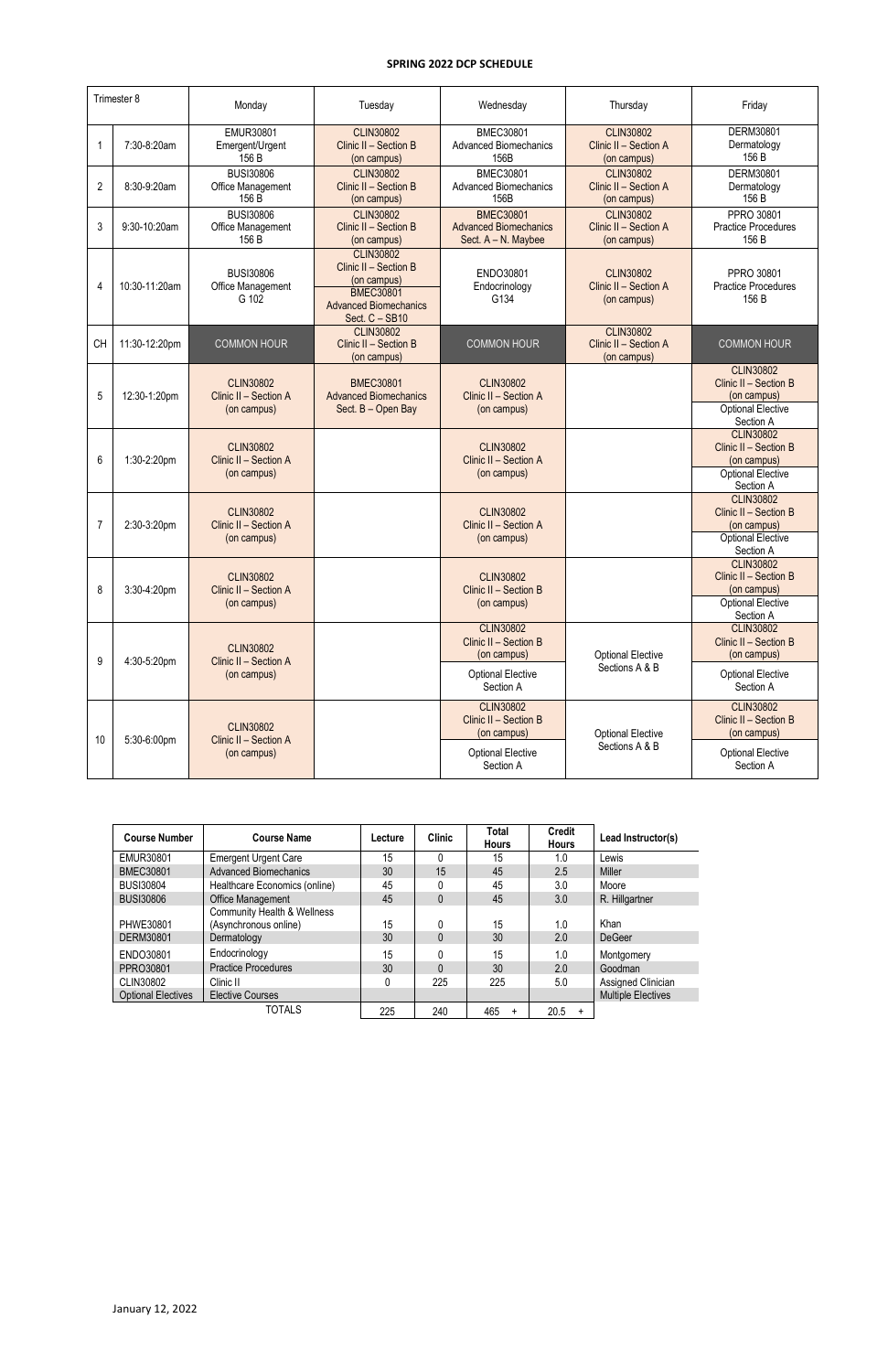**SPRING 2022 DCP SCHEDULE**

| Trimester 8 | | Monday | Tuesday | Wednesday | Thursday | Friday |
|---|---|---|---|---|---|---|
| 1 | 7:30-8:20am | EMUR30801 Emergent/Urgent 156 B | CLIN30802 Clinic II – Section B (on campus) | BMEC30801 Advanced Biomechanics 156B | CLIN30802 Clinic II – Section A (on campus) | DERM30801 Dermatology 156 B |
| 2 | 8:30-9:20am | BUSI30806 Office Management 156 B | CLIN30802 Clinic II – Section B (on campus) | BMEC30801 Advanced Biomechanics 156B | CLIN30802 Clinic II – Section A (on campus) | DERM30801 Dermatology 156 B |
| 3 | 9:30-10:20am | BUSI30806 Office Management 156 B | CLIN30802 Clinic II – Section B (on campus) | BMEC30801 Advanced Biomechanics Sect. A – N. Maybee | CLIN30802 Clinic II – Section A (on campus) | PPRO 30801 Practice Procedures 156 B |
| 4 | 10:30-11:20am | BUSI30806 Office Management G 102 | CLIN30802 Clinic II – Section B (on campus) / BMEC30801 Advanced Biomechanics Sect. C – SB10 | ENDO30801 Endocrinology G134 | CLIN30802 Clinic II – Section A (on campus) | PPRO 30801 Practice Procedures 156 B |
| CH | 11:30-12:20pm | COMMON HOUR | CLIN30802 Clinic II – Section B (on campus) | COMMON HOUR | CLIN30802 Clinic II – Section A (on campus) | COMMON HOUR |
| 5 | 12:30-1:20pm | CLIN30802 Clinic II – Section A (on campus) | BMEC30801 Advanced Biomechanics Sect. B – Open Bay | CLIN30802 Clinic II – Section A (on campus) | | CLIN30802 Clinic II – Section B (on campus) / Optional Elective Section A |
| 6 | 1:30-2:20pm | CLIN30802 Clinic II – Section A (on campus) | | CLIN30802 Clinic II – Section A (on campus) | | CLIN30802 Clinic II – Section B (on campus) / Optional Elective Section A |
| 7 | 2:30-3:20pm | CLIN30802 Clinic II – Section A (on campus) | | CLIN30802 Clinic II – Section A (on campus) | | CLIN30802 Clinic II – Section B (on campus) / Optional Elective Section A |
| 8 | 3:30-4:20pm | CLIN30802 Clinic II – Section A (on campus) | | CLIN30802 Clinic II – Section B (on campus) | | CLIN30802 Clinic II – Section B (on campus) / Optional Elective Section A |
| 9 | 4:30-5:20pm | CLIN30802 Clinic II – Section A (on campus) | | CLIN30802 Clinic II – Section B (on campus) / Optional Elective Section A | Optional Elective Sections A & B | CLIN30802 Clinic II – Section B (on campus) / Optional Elective Section A |
| 10 | 5:30-6:00pm | CLIN30802 Clinic II – Section A (on campus) | | CLIN30802 Clinic II – Section B (on campus) / Optional Elective Section A | Optional Elective Sections A & B | CLIN30802 Clinic II – Section B (on campus) / Optional Elective Section A |

| Course Number | Course Name | Lecture | Clinic | Total Hours | Credit Hours | Lead Instructor(s) |
|---|---|---|---|---|---|---|
| EMUR30801 | Emergent Urgent Care | 15 | 0 | 15 | 1.0 | Lewis |
| BMEC30801 | Advanced Biomechanics | 30 | 15 | 45 | 2.5 | Miller |
| BUSI30804 | Healthcare Economics (online) | 45 | 0 | 45 | 3.0 | Moore |
| BUSI30806 | Office Management | 45 | 0 | 45 | 3.0 | R. Hillgartner |
| PHWE30801 | Community Health & Wellness (Asynchronous online) | 15 | 0 | 15 | 1.0 | Khan |
| DERM30801 | Dermatology | 30 | 0 | 30 | 2.0 | DeGeer |
| ENDO30801 | Endocrinology | 15 | 0 | 15 | 1.0 | Montgomery |
| PPRO30801 | Practice Procedures | 30 | 0 | 30 | 2.0 | Goodman |
| CLIN30802 | Clinic II | 0 | 225 | 225 | 5.0 | Assigned Clinician |
| Optional Electives | Elective Courses | | | | | Multiple Electives |
| | TOTALS | 225 | 240 | 465 + | 20.5 + | |

January 12, 2022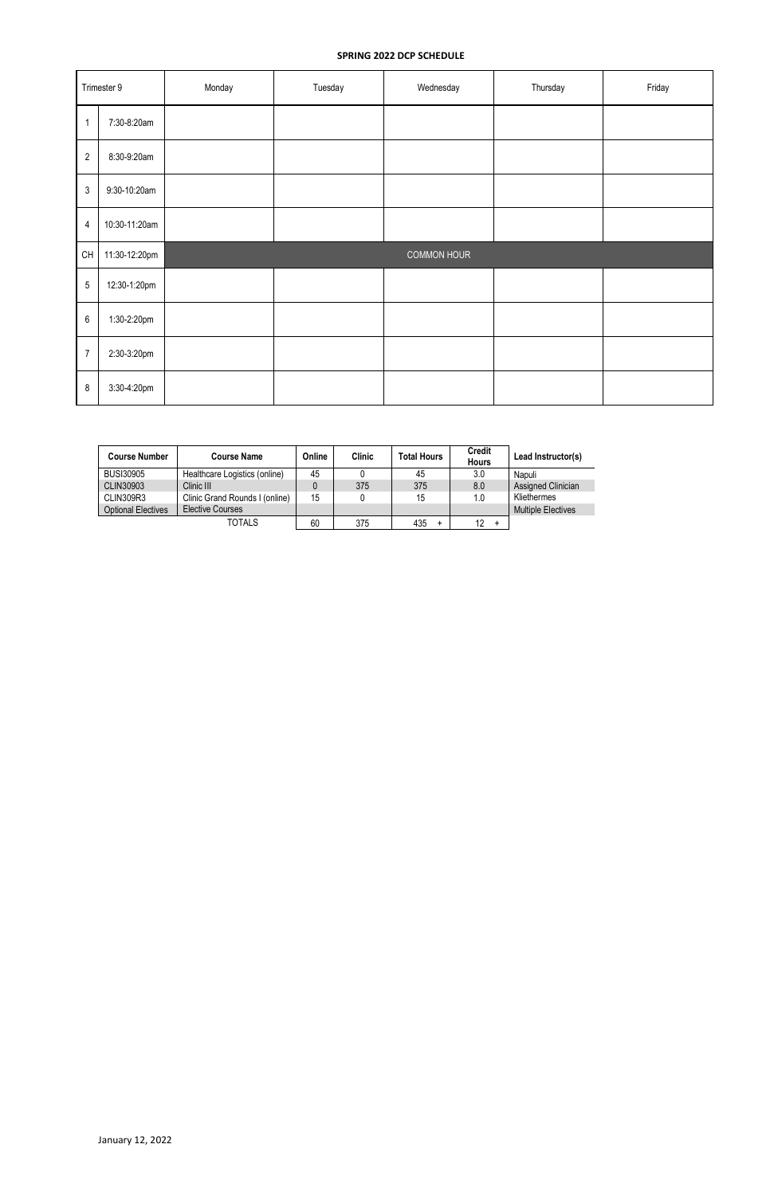## SPRING 2022 DCP SCHEDULE

| Trimester 9 | | Monday | Tuesday | Wednesday | Thursday | Friday |
|---|---|---|---|---|---|---|
| 1 | 7:30-8:20am | | | | | |
| 2 | 8:30-9:20am | | | | | |
| 3 | 9:30-10:20am | | | | | |
| 4 | 10:30-11:20am | | | | | |
| CH | 11:30-12:20pm | COMMON HOUR | | | | |
| 5 | 12:30-1:20pm | | | | | |
| 6 | 1:30-2:20pm | | | | | |
| 7 | 2:30-3:20pm | | | | | |
| 8 | 3:30-4:20pm | | | | | |

| Course Number | Course Name | Online | Clinic | Total Hours | Credit Hours | Lead Instructor(s) |
|---|---|---|---|---|---|---|
| BUSI30905 | Healthcare Logistics (online) | 45 | 0 | 45 | 3.0 | Napuli |
| CLIN30903 | Clinic III | 0 | 375 | 375 | 8.0 | Assigned Clinician |
| CLIN309R3 | Clinic Grand Rounds I (online) | 15 | 0 | 15 | 1.0 | Kliethermes |
| Optional Electives | Elective Courses | | | | | Multiple Electives |
| | TOTALS | 60 | 375 | 435 + | 12 + | |

January 12, 2022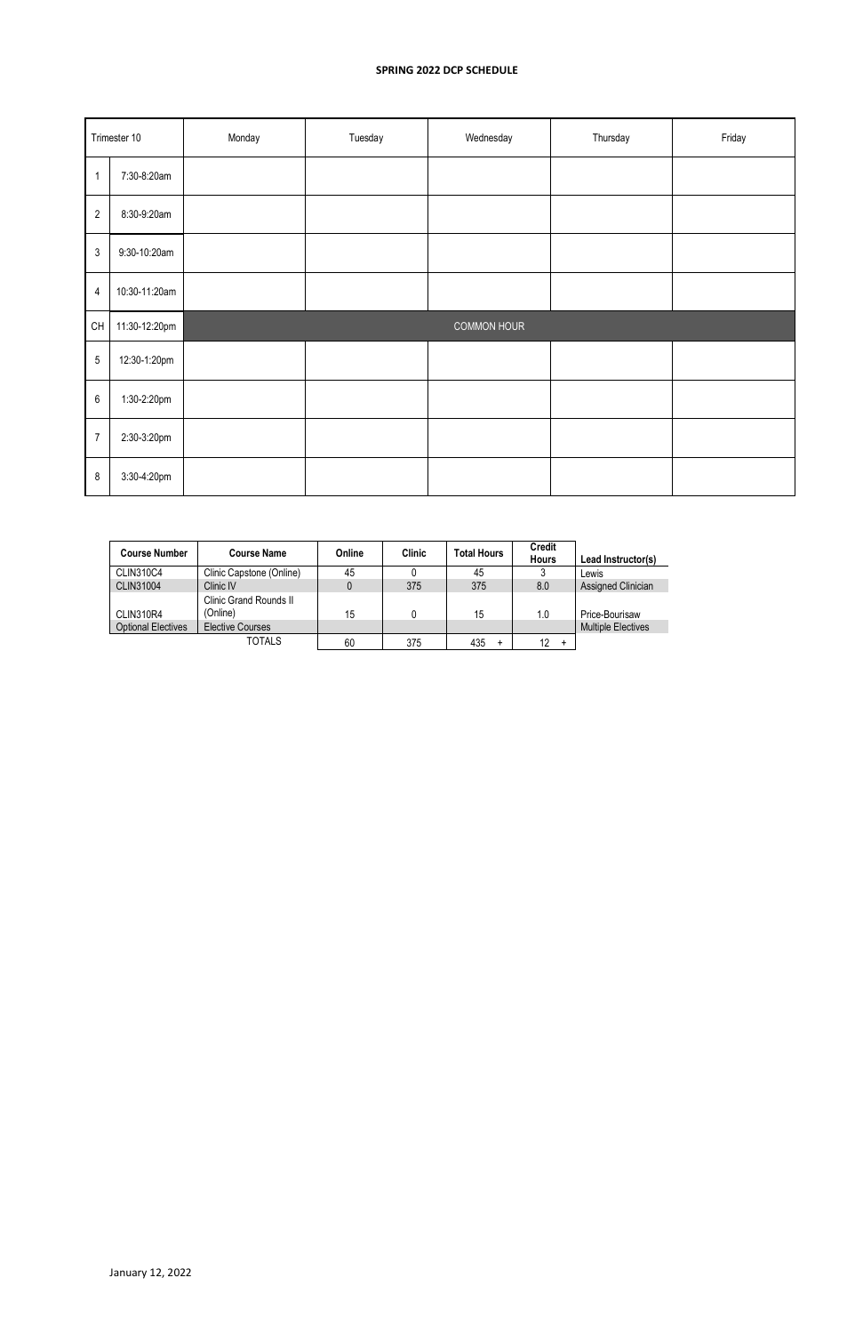**SPRING 2022 DCP SCHEDULE**

| Trimester 10 | | Monday | Tuesday | Wednesday | Thursday | Friday |
|---|---|---|---|---|---|---|
| 1 | 7:30-8:20am | | | | | |
| 2 | 8:30-9:20am | | | | | |
| 3 | 9:30-10:20am | | | | | |
| 4 | 10:30-11:20am | | | | | |
| CH | 11:30-12:20pm | COMMON HOUR | | | | |
| 5 | 12:30-1:20pm | | | | | |
| 6 | 1:30-2:20pm | | | | | |
| 7 | 2:30-3:20pm | | | | | |
| 8 | 3:30-4:20pm | | | | | |

| Course Number | Course Name | Online | Clinic | Total Hours | Credit Hours | Lead Instructor(s) |
|---|---|---|---|---|---|---|
| CLIN310C4 | Clinic Capstone (Online) | 45 | 0 | 45 | 3 | Lewis |
| CLIN31004 | Clinic IV | 0 | 375 | 375 | 8.0 | Assigned Clinician |
| CLIN310R4 | Clinic Grand Rounds II (Online) | 15 | 0 | 15 | 1.0 | Price-Bourisaw |
| Optional Electives | Elective Courses | | | | | Multiple Electives |
| | TOTALS | 60 | 375 | 435 + | 12 + | |

January 12, 2022